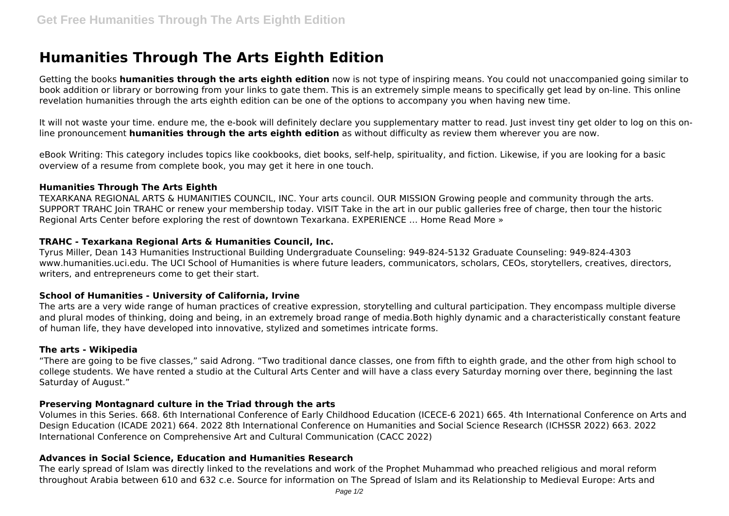# Humanities Through The Arts Eighth Edition

Getting the books **humanities through the arts eighth edition** now is not type of inspiring means. You could not unaccompanied going similar to book addition or library or borrowing from your links to gate them. This is an extremely simple means to specifically get lead by on-line. This online revelation humanities through the arts eighth edition can be one of the options to accompany you when having new time.

It will not waste your time. endure me, the e-book will definitely declare you supplementary matter to read. Just invest tiny get older to log on this on-line pronouncement **humanities through the arts eighth edition** as without difficulty as review them wherever you are now.

eBook Writing: This category includes topics like cookbooks, diet books, self-help, spirituality, and fiction. Likewise, if you are looking for a basic overview of a resume from complete book, you may get it here in one touch.

### Humanities Through The Arts Eighth

TEXARKANA REGIONAL ARTS & HUMANITIES COUNCIL, INC. Your arts council. OUR MISSION Growing people and community through the arts. SUPPORT TRAHC Join TRAHC or renew your membership today. VISIT Take in the art in our public galleries free of charge, then tour the historic Regional Arts Center before exploring the rest of downtown Texarkana. EXPERIENCE … Home Read More »

### TRAHC - Texarkana Regional Arts & Humanities Council, Inc.

Tyrus Miller, Dean 143 Humanities Instructional Building Undergraduate Counseling: 949-824-5132 Graduate Counseling: 949-824-4303 www.humanities.uci.edu. The UCI School of Humanities is where future leaders, communicators, scholars, CEOs, storytellers, creatives, directors, writers, and entrepreneurs come to get their start.

### School of Humanities - University of California, Irvine

The arts are a very wide range of human practices of creative expression, storytelling and cultural participation. They encompass multiple diverse and plural modes of thinking, doing and being, in an extremely broad range of media.Both highly dynamic and a characteristically constant feature of human life, they have developed into innovative, stylized and sometimes intricate forms.

### The arts - Wikipedia

“There are going to be five classes,” said Adrong. “Two traditional dance classes, one from fifth to eighth grade, and the other from high school to college students. We have rented a studio at the Cultural Arts Center and will have a class every Saturday morning over there, beginning the last Saturday of August.”

### Preserving Montagnard culture in the Triad through the arts

Volumes in this Series. 668. 6th International Conference of Early Childhood Education (ICECE-6 2021) 665. 4th International Conference on Arts and Design Education (ICADE 2021) 664. 2022 8th International Conference on Humanities and Social Science Research (ICHSSR 2022) 663. 2022 International Conference on Comprehensive Art and Cultural Communication (CACC 2022)

### Advances in Social Science, Education and Humanities Research

The early spread of Islam was directly linked to the revelations and work of the Prophet Muhammad who preached religious and moral reform throughout Arabia between 610 and 632 c.e. Source for information on The Spread of Islam and its Relationship to Medieval Europe: Arts and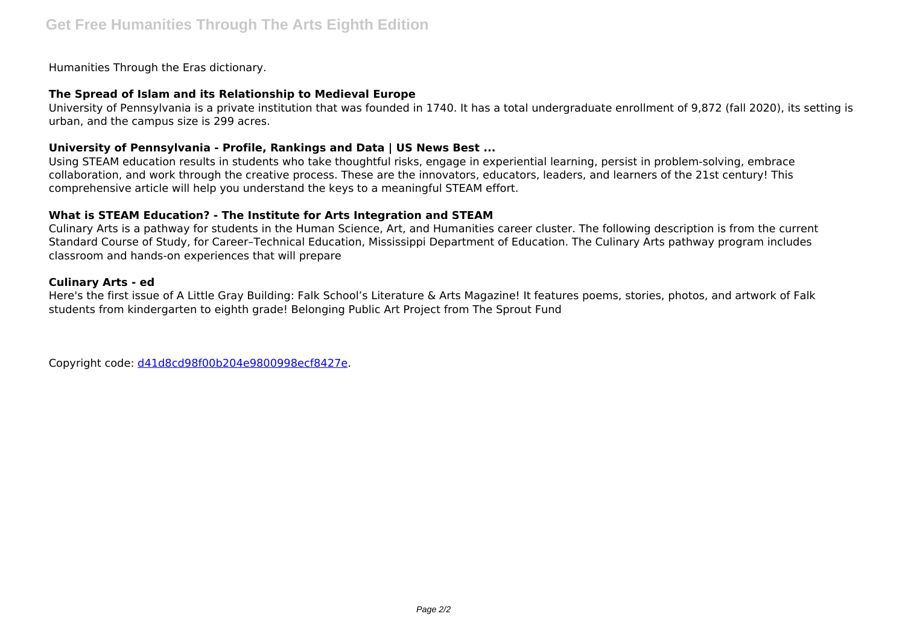Humanities Through the Eras dictionary.

**The Spread of Islam and its Relationship to Medieval Europe**

University of Pennsylvania is a private institution that was founded in 1740. It has a total undergraduate enrollment of 9,872 (fall 2020), its setting is urban, and the campus size is 299 acres.

**University of Pennsylvania - Profile, Rankings and Data | US News Best ...**

Using STEAM education results in students who take thoughtful risks, engage in experiential learning, persist in problem-solving, embrace collaboration, and work through the creative process. These are the innovators, educators, leaders, and learners of the 21st century! This comprehensive article will help you understand the keys to a meaningful STEAM effort.

**What is STEAM Education? - The Institute for Arts Integration and STEAM**

Culinary Arts is a pathway for students in the Human Science, Art, and Humanities career cluster. The following description is from the current Standard Course of Study, for Career–Technical Education, Mississippi Department of Education. The Culinary Arts pathway program includes classroom and hands-on experiences that will prepare

**Culinary Arts - ed**

Here's the first issue of A Little Gray Building: Falk School's Literature & Arts Magazine! It features poems, stories, photos, and artwork of Falk students from kindergarten to eighth grade! Belonging Public Art Project from The Sprout Fund

Copyright code: d41d8cd98f00b204e9800998ecf8427e.